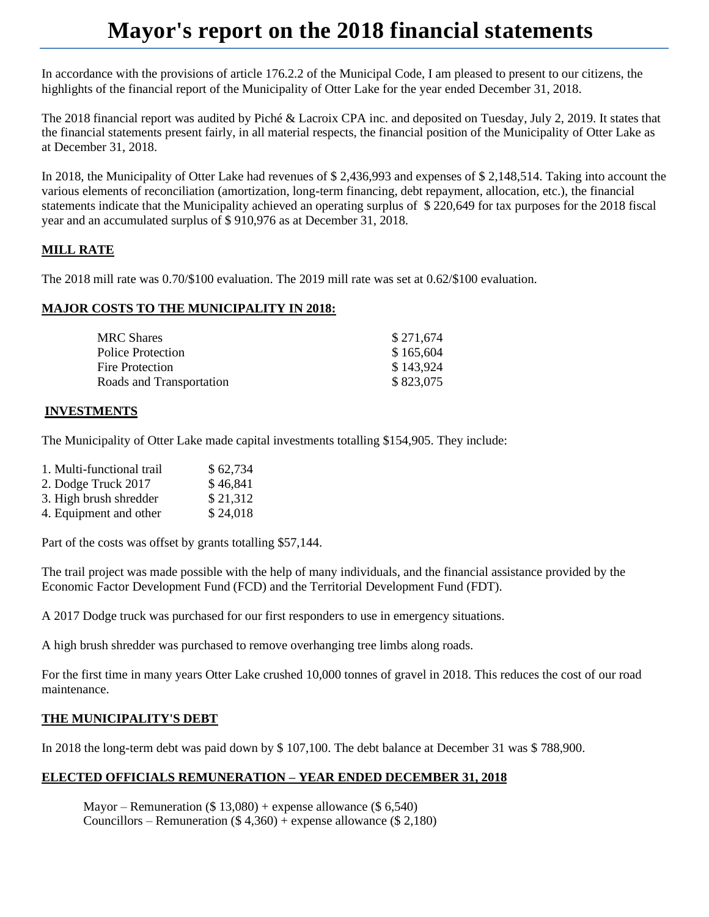# Mayor's report on the 2018 financial statements

In accordance with the provisions of article 176.2.2 of the Municipal Code, I am pleased to present to our citizens, the highlights of the financial report of the Municipality of Otter Lake for the year ended December 31, 2018.

The 2018 financial report was audited by Piché & Lacroix CPA inc. and deposited on Tuesday, July 2, 2019. It states that the financial statements present fairly, in all material respects, the financial position of the Municipality of Otter Lake as at December 31, 2018.

In 2018, the Municipality of Otter Lake had revenues of $ 2,436,993 and expenses of $ 2,148,514. Taking into account the various elements of reconciliation (amortization, long-term financing, debt repayment, allocation, etc.), the financial statements indicate that the Municipality achieved an operating surplus of $ 220,649 for tax purposes for the 2018 fiscal year and an accumulated surplus of $ 910,976 as at December 31, 2018.

**MILL RATE**

The 2018 mill rate was 0.70/$100 evaluation. The 2019 mill rate was set at 0.62/$100 evaluation.

**MAJOR COSTS TO THE MUNICIPALITY IN 2018:**

| | |
|---|---|
| MRC Shares | $ 271,674 |
| Police Protection | $ 165,604 |
| Fire Protection | $ 143,924 |
| Roads and Transportation | $ 823,075 |

**INVESTMENTS**

The Municipality of Otter Lake made capital investments totalling $154,905. They include:

| | |
|---|---|
| 1. Multi-functional trail | $ 62,734 |
| 2. Dodge Truck 2017 | $ 46,841 |
| 3. High brush shredder | $ 21,312 |
| 4. Equipment and other | $ 24,018 |

Part of the costs was offset by grants totalling $57,144.

The trail project was made possible with the help of many individuals, and the financial assistance provided by the Economic Factor Development Fund (FCD) and the Territorial Development Fund (FDT).

A 2017 Dodge truck was purchased for our first responders to use in emergency situations.

A high brush shredder was purchased to remove overhanging tree limbs along roads.

For the first time in many years Otter Lake crushed 10,000 tonnes of gravel in 2018. This reduces the cost of our road maintenance.

**THE MUNICIPALITY'S DEBT**

In 2018 the long-term debt was paid down by $ 107,100. The debt balance at December 31 was $ 788,900.

**ELECTED OFFICIALS REMUNERATION – YEAR ENDED DECEMBER 31, 2018**

Mayor – Remuneration ($ 13,080) + expense allowance ($ 6,540)
Councillors – Remuneration ($ 4,360) + expense allowance ($ 2,180)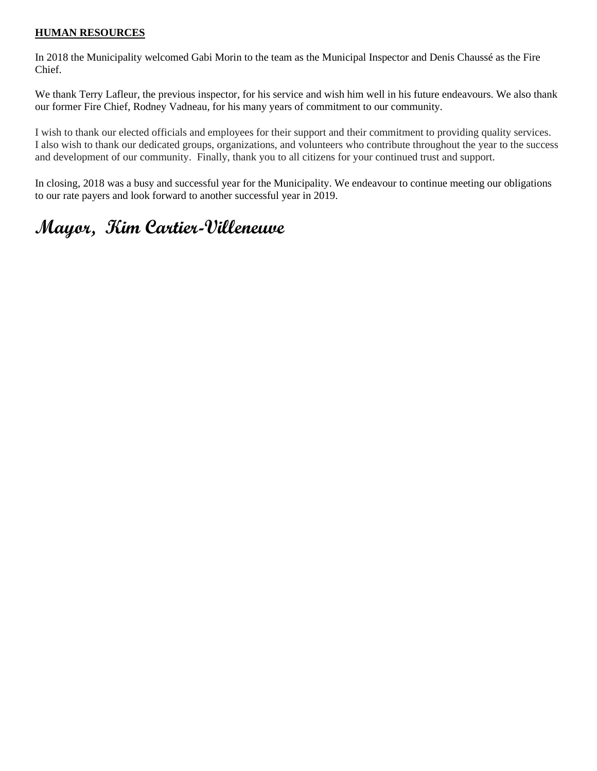**HUMAN RESOURCES**

In 2018 the Municipality welcomed Gabi Morin to the team as the Municipal Inspector and Denis Chaussé as the Fire Chief.

We thank Terry Lafleur, the previous inspector, for his service and wish him well in his future endeavours. We also thank our former Fire Chief, Rodney Vadneau, for his many years of commitment to our community.

I wish to thank our elected officials and employees for their support and their commitment to providing quality services. I also wish to thank our dedicated groups, organizations, and volunteers who contribute throughout the year to the success and development of our community. Finally, thank you to all citizens for your continued trust and support.

In closing, 2018 was a busy and successful year for the Municipality. We endeavour to continue meeting our obligations to our rate payers and look forward to another successful year in 2019.

***Mayor, Kim Cartier-Villeneuve***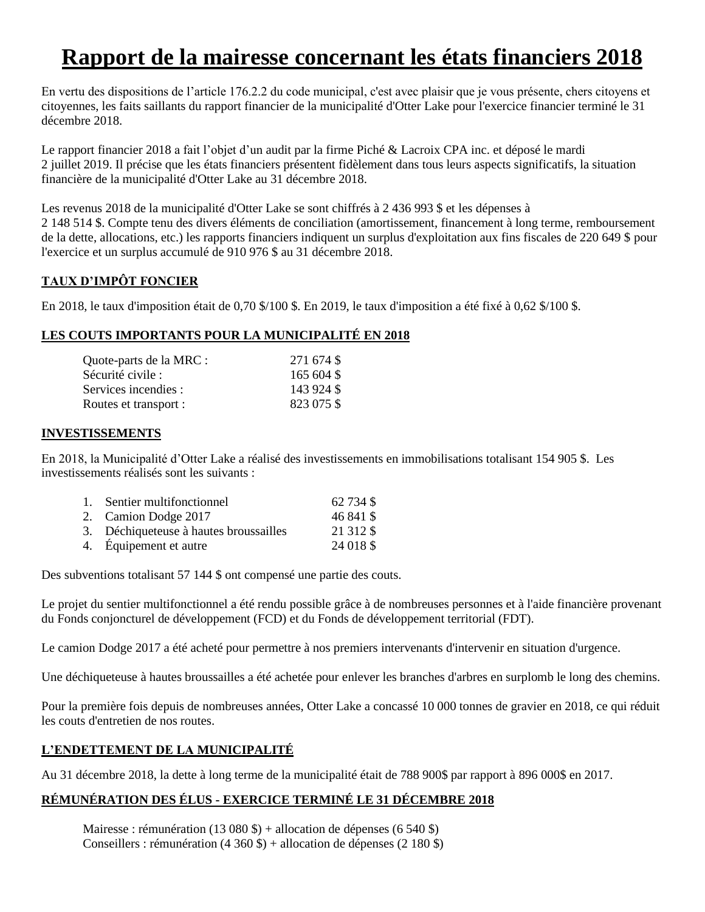# Rapport de la mairesse concernant les états financiers 2018

En vertu des dispositions de l'article 176.2.2 du code municipal, c'est avec plaisir que je vous présente, chers citoyens et citoyennes, les faits saillants du rapport financier de la municipalité d'Otter Lake pour l'exercice financier terminé le 31 décembre 2018.

Le rapport financier 2018 a fait l'objet d'un audit par la firme Piché & Lacroix CPA inc. et déposé le mardi 2 juillet 2019. Il précise que les états financiers présentent fidèlement dans tous leurs aspects significatifs, la situation financière de la municipalité d'Otter Lake au 31 décembre 2018.

Les revenus 2018 de la municipalité d'Otter Lake se sont chiffrés à 2 436 993 $ et les dépenses à 2 148 514 $. Compte tenu des divers éléments de conciliation (amortissement, financement à long terme, remboursement de la dette, allocations, etc.) les rapports financiers indiquent un surplus d'exploitation aux fins fiscales de 220 649 $ pour l'exercice et un surplus accumulé de 910 976 $ au 31 décembre 2018.

## TAUX D'IMPÔT FONCIER

En 2018, le taux d'imposition était de 0,70 $/100 $. En 2019, le taux d'imposition a été fixé à 0,62 $/100 $.

## LES COUTS IMPORTANTS POUR LA MUNICIPALITÉ EN 2018

| | |
|---|---|
| Quote-parts de la MRC : | 271 674 $ |
| Sécurité civile : | 165 604 $ |
| Services incendies : | 143 924 $ |
| Routes et transport : | 823 075 $ |

## INVESTISSEMENTS

En 2018, la Municipalité d'Otter Lake a réalisé des investissements en immobilisations totalisant 154 905 $. Les investissements réalisés sont les suivants :

| | | |
|---|---|---|
| 1. | Sentier multifonctionnel | 62 734 $ |
| 2. | Camion Dodge 2017 | 46 841 $ |
| 3. | Déchiqueteuse à hautes broussailles | 21 312 $ |
| 4. | Équipement et autre | 24 018 $ |

Des subventions totalisant 57 144 $ ont compensé une partie des couts.

Le projet du sentier multifonctionnel a été rendu possible grâce à de nombreuses personnes et à l'aide financière provenant du Fonds conjoncturel de développement (FCD) et du Fonds de développement territorial (FDT).

Le camion Dodge 2017 a été acheté pour permettre à nos premiers intervenants d'intervenir en situation d'urgence.

Une déchiqueteuse à hautes broussailles a été achetée pour enlever les branches d'arbres en surplomb le long des chemins.

Pour la première fois depuis de nombreuses années, Otter Lake a concassé 10 000 tonnes de gravier en 2018, ce qui réduit les couts d'entretien de nos routes.

## L'ENDETTEMENT DE LA MUNICIPALITÉ

Au 31 décembre 2018, la dette à long terme de la municipalité était de 788 900$ par rapport à 896 000$ en 2017.

## RÉMUNÉRATION DES ÉLUS - EXERCICE TERMINÉ LE 31 DÉCEMBRE 2018

Mairesse : rémunération (13 080 $) + allocation de dépenses (6 540 $)
Conseillers : rémunération (4 360 $) + allocation de dépenses (2 180 $)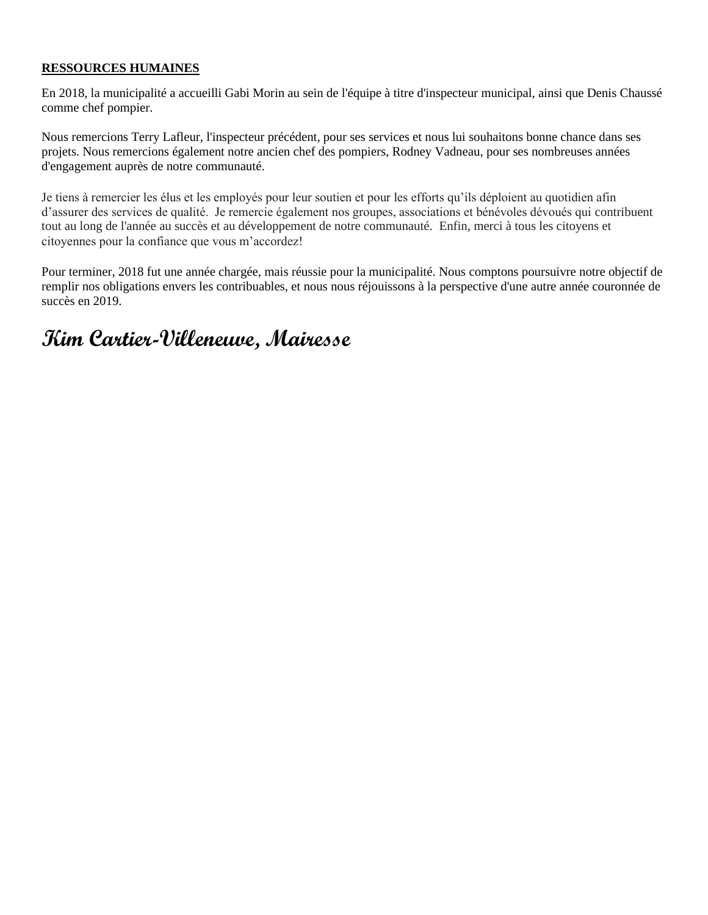**RESSOURCES HUMAINES**

En 2018, la municipalité a accueilli Gabi Morin au sein de l'équipe à titre d'inspecteur municipal, ainsi que Denis Chaussé comme chef pompier.

Nous remercions Terry Lafleur, l'inspecteur précédent, pour ses services et nous lui souhaitons bonne chance dans ses projets. Nous remercions également notre ancien chef des pompiers, Rodney Vadneau, pour ses nombreuses années d'engagement auprès de notre communauté.

Je tiens à remercier les élus et les employés pour leur soutien et pour les efforts qu'ils déploient au quotidien afin d'assurer des services de qualité. Je remercie également nos groupes, associations et bénévoles dévoués qui contribuent tout au long de l'année au succès et au développement de notre communauté. Enfin, merci à tous les citoyens et citoyennes pour la confiance que vous m'accordez!

Pour terminer, 2018 fut une année chargée, mais réussie pour la municipalité. Nous comptons poursuivre notre objectif de remplir nos obligations envers les contribuables, et nous nous réjouissons à la perspective d'une autre année couronnée de succès en 2019.

***Kim Cartier-Villeneuve, Mairesse***